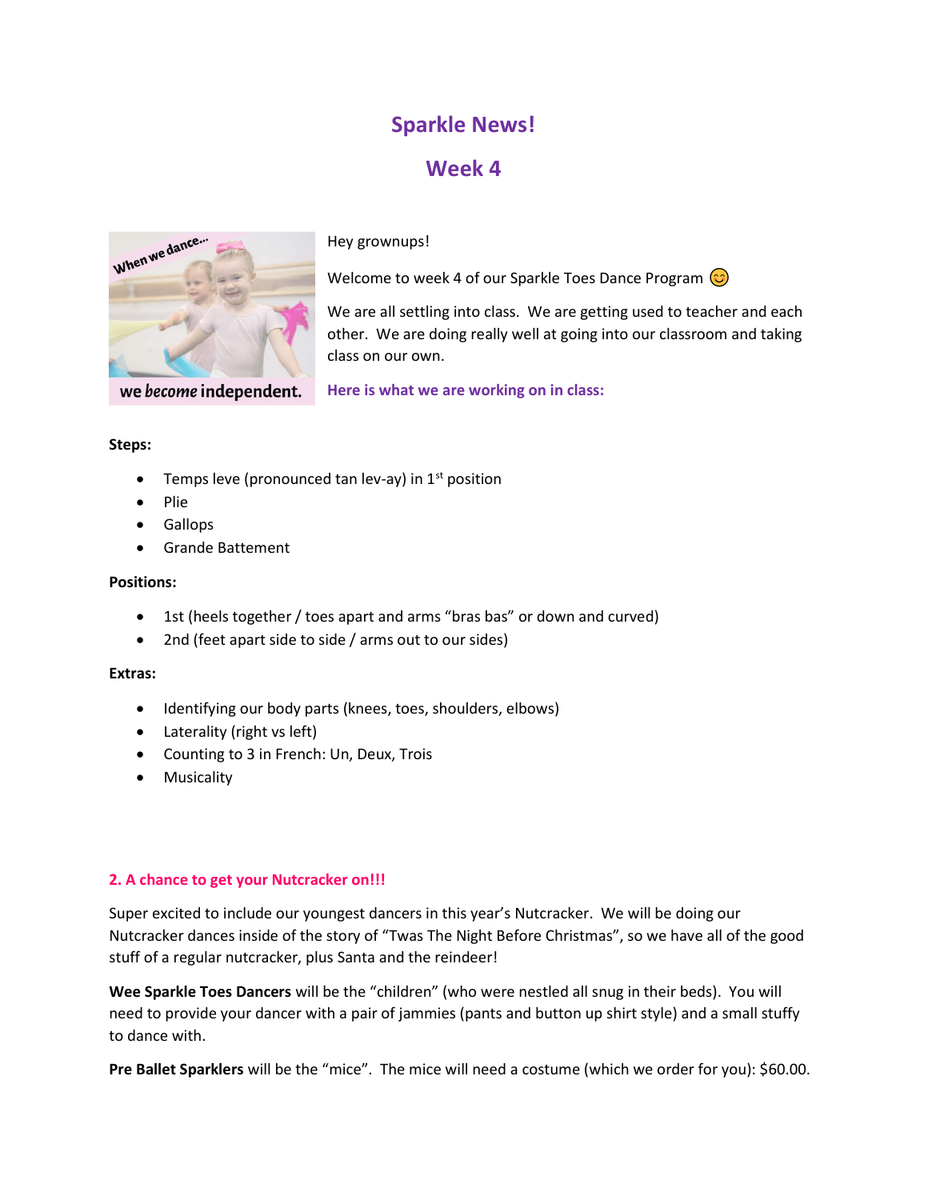# Sparkle News!

## Week 4

Hey grownups!

Welcome to week 4 of our Sparkle Toes Dance Program 😊

We are all settling into class. We are getting used to teacher and each other. We are doing really well at going into our classroom and taking class on our own.

**Here is what we are working on in class:**

**Steps:**

- Temps leve (pronounced tan lev-ay) in 1st position
- Plie
- Gallops
- Grande Battement

**Positions:**

- 1st (heels together / toes apart and arms "bras bas" or down and curved)
- 2nd (feet apart side to side / arms out to our sides)

**Extras:**

- Identifying our body parts (knees, toes, shoulders, elbows)
- Laterality (right vs left)
- Counting to 3 in French: Un, Deux, Trois
- Musicality

**2. A chance to get your Nutcracker on!!!**

Super excited to include our youngest dancers in this year's Nutcracker. We will be doing our Nutcracker dances inside of the story of "Twas The Night Before Christmas", so we have all of the good stuff of a regular nutcracker, plus Santa and the reindeer!

**Wee Sparkle Toes Dancers** will be the "children" (who were nestled all snug in their beds). You will need to provide your dancer with a pair of jammies (pants and button up shirt style) and a small stuffy to dance with.

**Pre Ballet Sparklers** will be the "mice". The mice will need a costume (which we order for you): $60.00.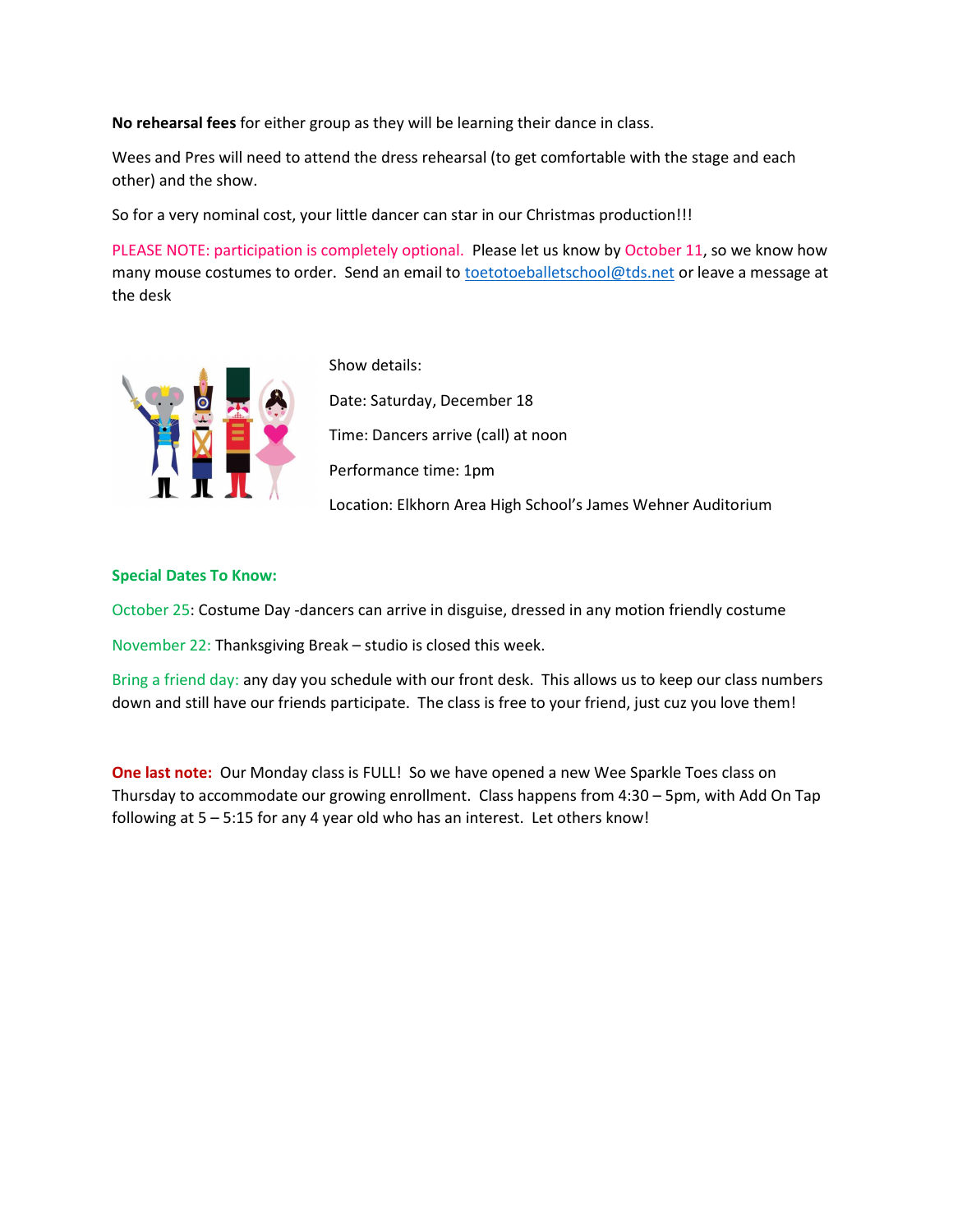**No rehearsal fees** for either group as they will be learning their dance in class.

Wees and Pres will need to attend the dress rehearsal (to get comfortable with the stage and each other) and the show.

So for a very nominal cost, your little dancer can star in our Christmas production!!!

PLEASE NOTE: participation is completely optional. Please let us know by October 11, so we know how many mouse costumes to order. Send an email to toetotoeballetschool@tds.net or leave a message at the desk

Show details:

Date: Saturday, December 18

Time: Dancers arrive (call) at noon

Performance time: 1pm

Location: Elkhorn Area High School's James Wehner Auditorium

**Special Dates To Know:**

October 25: Costume Day -dancers can arrive in disguise, dressed in any motion friendly costume

November 22: Thanksgiving Break – studio is closed this week.

Bring a friend day: any day you schedule with our front desk. This allows us to keep our class numbers down and still have our friends participate. The class is free to your friend, just cuz you love them!

**One last note:** Our Monday class is FULL! So we have opened a new Wee Sparkle Toes class on Thursday to accommodate our growing enrollment. Class happens from 4:30 – 5pm, with Add On Tap following at 5 – 5:15 for any 4 year old who has an interest. Let others know!